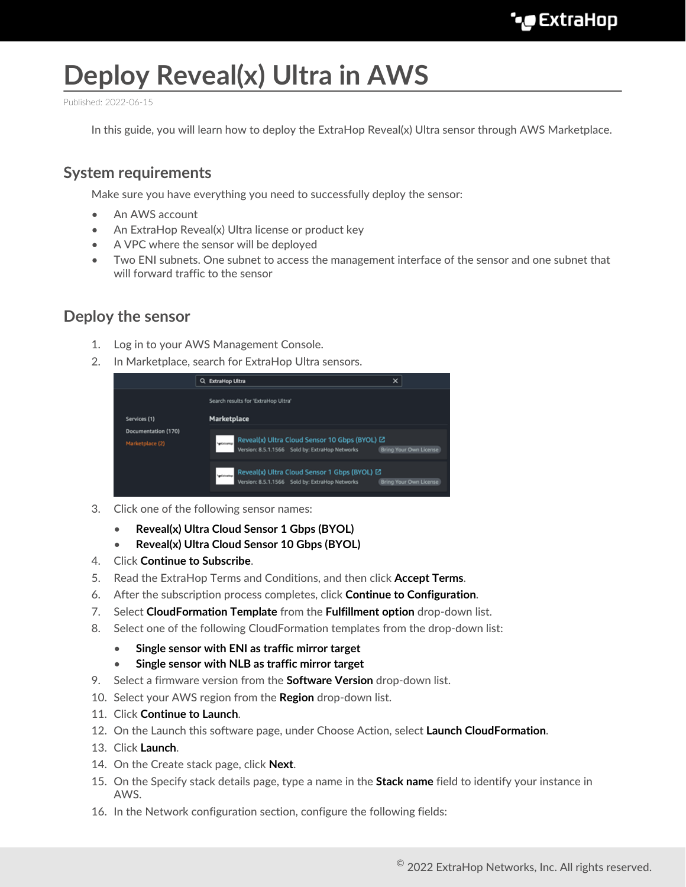# Deploy Reveal(x) Ultra in AWS

Published: 2022-06-15

In this guide, you will learn how to deploy the ExtraHop Reveal(x) Ultra sensor through AWS Marketplace.

## System requirements

Make sure you have everything you need to successfully deploy the sensor:

- An AWS account
- An ExtraHop Reveal(x) Ultra license or product key
- A VPC where the sensor will be deployed
- Two ENI subnets. One subnet to access the management interface of the sensor and one subnet that will forward traffic to the sensor

## Deploy the sensor

1. Log in to your AWS Management Console.
2. In Marketplace, search for ExtraHop Ultra sensors.
3. Click one of the following sensor names:
   - **Reveal(x) Ultra Cloud Sensor 1 Gbps (BYOL)**
   - **Reveal(x) Ultra Cloud Sensor 10 Gbps (BYOL)**
4. Click **Continue to Subscribe**.
5. Read the ExtraHop Terms and Conditions, and then click **Accept Terms**.
6. After the subscription process completes, click **Continue to Configuration**.
7. Select **CloudFormation Template** from the **Fulfillment option** drop-down list.
8. Select one of the following CloudFormation templates from the drop-down list:
   - **Single sensor with ENI as traffic mirror target**
   - **Single sensor with NLB as traffic mirror target**
9. Select a firmware version from the **Software Version** drop-down list.
10. Select your AWS region from the **Region** drop-down list.
11. Click **Continue to Launch**.
12. On the Launch this software page, under Choose Action, select **Launch CloudFormation**.
13. Click **Launch**.
14. On the Create stack page, click **Next**.
15. On the Specify stack details page, type a name in the **Stack name** field to identify your instance in AWS.
16. In the Network configuration section, configure the following fields: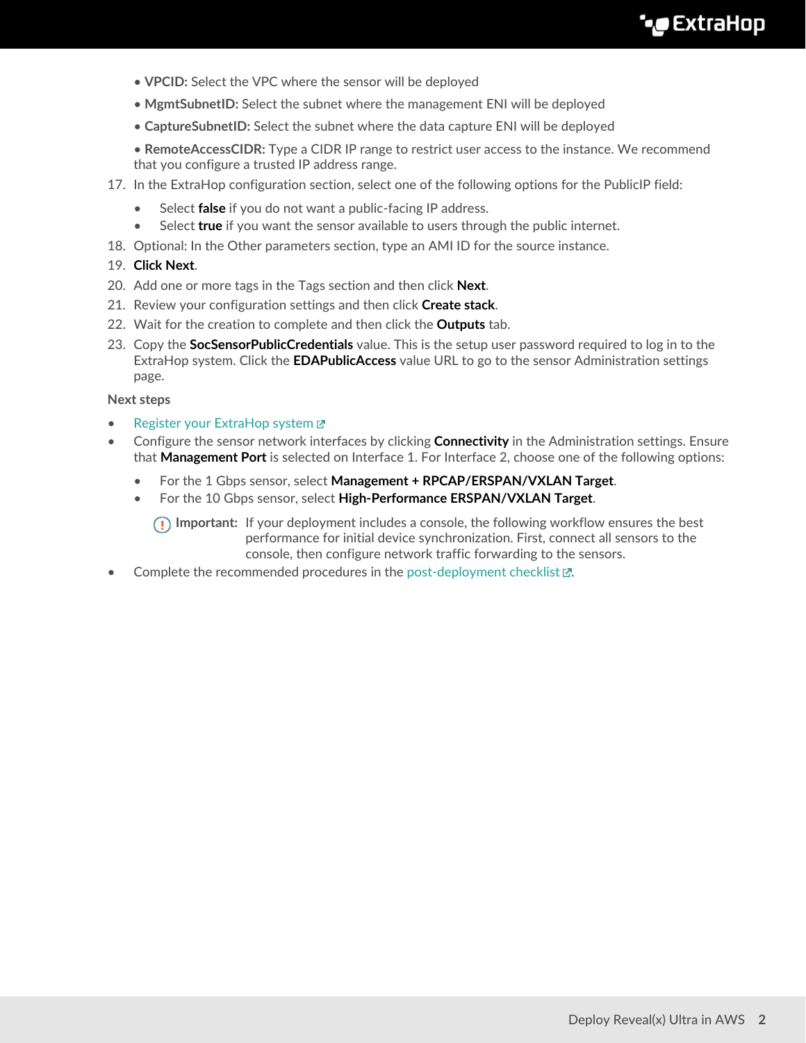- **VPCID:** Select the VPC where the sensor will be deployed
- **MgmtSubnetID:** Select the subnet where the management ENI will be deployed
- **CaptureSubnetID:** Select the subnet where the data capture ENI will be deployed
- **RemoteAccessCIDR:** Type a CIDR IP range to restrict user access to the instance. We recommend that you configure a trusted IP address range.

17. In the ExtraHop configuration section, select one of the following options for the PublicIP field:
    - Select **false** if you do not want a public-facing IP address.
    - Select **true** if you want the sensor available to users through the public internet.
18. Optional: In the Other parameters section, type an AMI ID for the source instance.
19. **Click Next**.
20. Add one or more tags in the Tags section and then click **Next**.
21. Review your configuration settings and then click **Create stack**.
22. Wait for the creation to complete and then click the **Outputs** tab.
23. Copy the **SocSensorPublicCredentials** value. This is the setup user password required to log in to the ExtraHop system. Click the **EDAPublicAccess** value URL to go to the sensor Administration settings page.

Next steps

- Register your ExtraHop system
- Configure the sensor network interfaces by clicking **Connectivity** in the Administration settings. Ensure that **Management Port** is selected on Interface 1. For Interface 2, choose one of the following options:
    - For the 1 Gbps sensor, select **Management + RPCAP/ERSPAN/VXLAN Target**.
    - For the 10 Gbps sensor, select **High-Performance ERSPAN/VXLAN Target**.

  **Important:** If your deployment includes a console, the following workflow ensures the best performance for initial device synchronization. First, connect all sensors to the console, then configure network traffic forwarding to the sensors.
- Complete the recommended procedures in the post-deployment checklist.